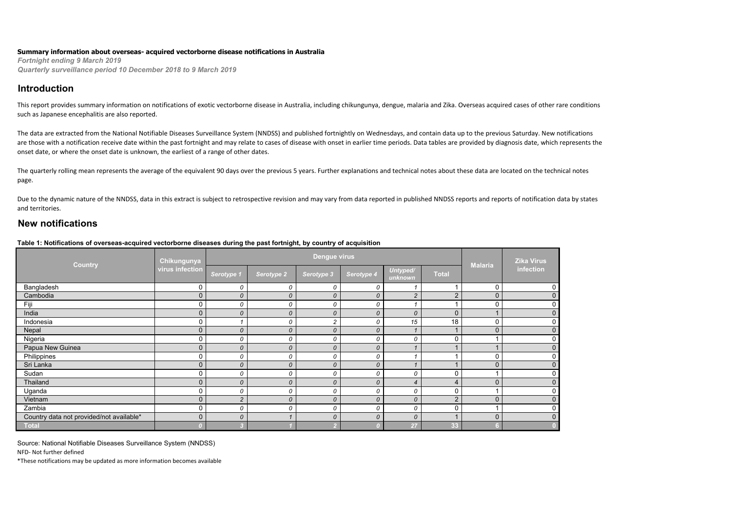**Summary information about overseas- acquired vectorborne disease notifications in Australia**

*Fortnight ending 9 March 2019*

*Quarterly surveillance period 10 December 2018 to 9 March 2019*

## Introduction

This report provides summary information on notifications of exotic vectorborne disease in Australia, including chikungunya, dengue, malaria and Zika. Overseas acquired cases of other rare conditions such as Japanese encephalitis are also reported.

The data are extracted from the National Notifiable Diseases Surveillance System (NNDSS) and published fortnightly on Wednesdays, and contain data up to the previous Saturday. New notifications are those with a notification receive date within the past fortnight and may relate to cases of disease with onset in earlier time periods. Data tables are provided by diagnosis date, which represents the onset date, or where the onset date is unknown, the earliest of a range of other dates.

The quarterly rolling mean represents the average of the equivalent 90 days over the previous 5 years. Further explanations and technical notes about these data are located on the technical notes page.

Due to the dynamic nature of the NNDSS, data in this extract is subject to retrospective revision and may vary from data reported in published NNDSS reports and reports of notification data by states and territories.

## New notifications

**Table 1: Notifications of overseas-acquired vectorborne diseases during the past fortnight, by country of acquisition**

| Country | Chikungunya virus infection | Dengue virus | | | | | | Malaria | Zika Virus infection |
|---|---|---|---|---|---|---|---|---|---|
| | | *Serotype 1* | *Serotype 2* | *Serotype 3* | *Serotype 4* | *Untyped/ unknown* | Total | | |
| Bangladesh | 0 | *0* | *0* | *0* | *0* | *1* | 1 | 0 | 0 |
| Cambodia | 0 | *0* | *0* | *0* | *0* | *2* | 2 | 0 | 0 |
| Fiji | 0 | *0* | *0* | *0* | *0* | *1* | 1 | 0 | 0 |
| India | 0 | *0* | *0* | *0* | *0* | *0* | 0 | 1 | 0 |
| Indonesia | 0 | *1* | *0* | *2* | *0* | *15* | 18 | 0 | 0 |
| Nepal | 0 | *0* | *0* | *0* | *0* | *1* | 1 | 0 | 0 |
| Nigeria | 0 | *0* | *0* | *0* | *0* | *0* | 0 | 1 | 0 |
| Papua New Guinea | 0 | *0* | *0* | *0* | *0* | *1* | 1 | 1 | 0 |
| Philippines | 0 | *0* | *0* | *0* | *0* | *1* | 1 | 0 | 0 |
| Sri Lanka | 0 | *0* | *0* | *0* | *0* | *1* | 1 | 0 | 0 |
| Sudan | 0 | *0* | *0* | *0* | *0* | *0* | 0 | 1 | 0 |
| Thailand | 0 | *0* | *0* | *0* | *0* | *4* | 4 | 0 | 0 |
| Uganda | 0 | *0* | *0* | *0* | *0* | *0* | 0 | 1 | 0 |
| Vietnam | 0 | *2* | *0* | *0* | *0* | *0* | 2 | 0 | 0 |
| Zambia | 0 | *0* | *0* | *0* | *0* | *0* | 0 | 1 | 0 |
| Country data not provided/not available* | 0 | *0* | *1* | *0* | *0* | *0* | 1 | 0 | 0 |
| **Total** | ***0*** | ***3*** | ***1*** | ***2*** | ***0*** | ***27*** | **33** | **6** | **0** |

Source: National Notifiable Diseases Surveillance System (NNDSS)

NFD- Not further defined

*These notifications may be updated as more information becomes available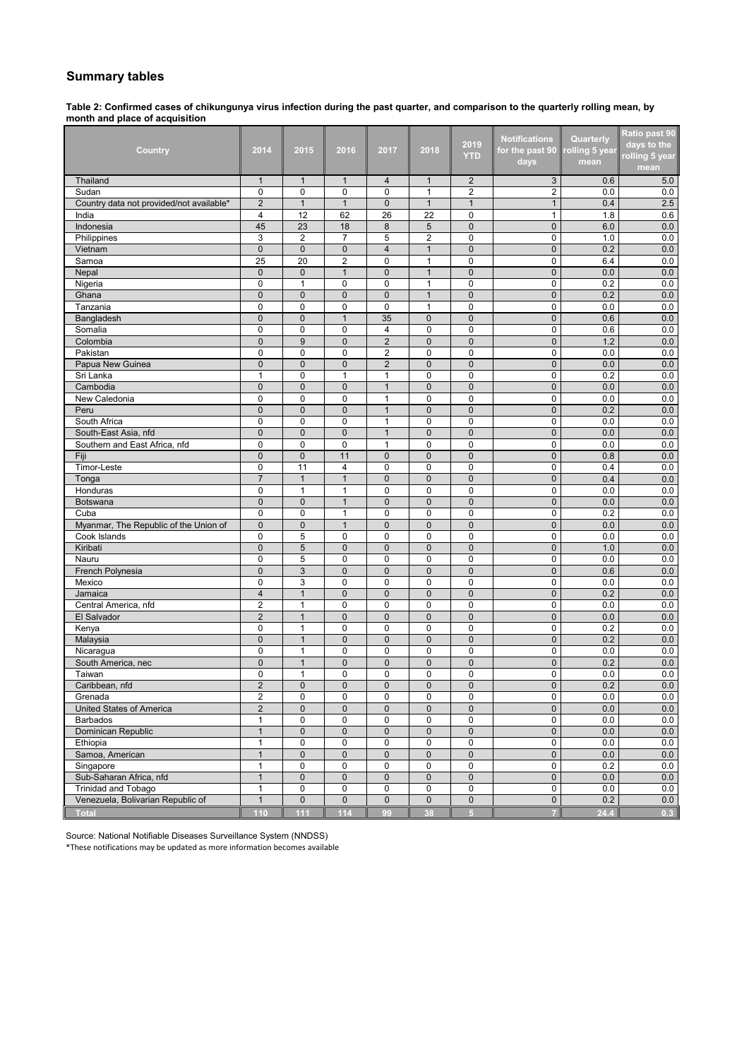## Summary tables

**Table 2: Confirmed cases of chikungunya virus infection during the past quarter, and comparison to the quarterly rolling mean, by month and place of acquisition**

| Country | 2014 | 2015 | 2016 | 2017 | 2018 | 2019 YTD | Notifications for the past 90 days | Quarterly rolling 5 year mean | Ratio past 90 days to the rolling 5 year mean |
|---|---|---|---|---|---|---|---|---|---|
| Thailand | 1 | 1 | 1 | 4 | 1 | 2 | 3 | 0.6 | 5.0 |
| Sudan | 0 | 0 | 0 | 0 | 1 | 2 | 2 | 0.0 | 0.0 |
| Country data not provided/not available* | 2 | 1 | 1 | 0 | 1 | 1 | 1 | 0.4 | 2.5 |
| India | 4 | 12 | 62 | 26 | 22 | 0 | 1 | 1.8 | 0.6 |
| Indonesia | 45 | 23 | 18 | 8 | 5 | 0 | 0 | 6.0 | 0.0 |
| Philippines | 3 | 2 | 7 | 5 | 2 | 0 | 0 | 1.0 | 0.0 |
| Vietnam | 0 | 0 | 0 | 4 | 1 | 0 | 0 | 0.2 | 0.0 |
| Samoa | 25 | 20 | 2 | 0 | 1 | 0 | 0 | 6.4 | 0.0 |
| Nepal | 0 | 0 | 1 | 0 | 1 | 0 | 0 | 0.0 | 0.0 |
| Nigeria | 0 | 1 | 0 | 0 | 1 | 0 | 0 | 0.2 | 0.0 |
| Ghana | 0 | 0 | 0 | 0 | 1 | 0 | 0 | 0.2 | 0.0 |
| Tanzania | 0 | 0 | 0 | 0 | 1 | 0 | 0 | 0.0 | 0.0 |
| Bangladesh | 0 | 0 | 1 | 35 | 0 | 0 | 0 | 0.6 | 0.0 |
| Somalia | 0 | 0 | 0 | 4 | 0 | 0 | 0 | 0.6 | 0.0 |
| Colombia | 0 | 9 | 0 | 2 | 0 | 0 | 0 | 1.2 | 0.0 |
| Pakistan | 0 | 0 | 0 | 2 | 0 | 0 | 0 | 0.0 | 0.0 |
| Papua New Guinea | 0 | 0 | 0 | 2 | 0 | 0 | 0 | 0.0 | 0.0 |
| Sri Lanka | 1 | 0 | 1 | 1 | 0 | 0 | 0 | 0.2 | 0.0 |
| Cambodia | 0 | 0 | 0 | 1 | 0 | 0 | 0 | 0.0 | 0.0 |
| New Caledonia | 0 | 0 | 0 | 1 | 0 | 0 | 0 | 0.0 | 0.0 |
| Peru | 0 | 0 | 0 | 1 | 0 | 0 | 0 | 0.2 | 0.0 |
| South Africa | 0 | 0 | 0 | 1 | 0 | 0 | 0 | 0.0 | 0.0 |
| South-East Asia, nfd | 0 | 0 | 0 | 1 | 0 | 0 | 0 | 0.0 | 0.0 |
| Southern and East Africa, nfd | 0 | 0 | 0 | 1 | 0 | 0 | 0 | 0.0 | 0.0 |
| Fiji | 0 | 0 | 11 | 0 | 0 | 0 | 0 | 0.8 | 0.0 |
| Timor-Leste | 0 | 11 | 4 | 0 | 0 | 0 | 0 | 0.4 | 0.0 |
| Tonga | 7 | 1 | 1 | 0 | 0 | 0 | 0 | 0.4 | 0.0 |
| Honduras | 0 | 1 | 1 | 0 | 0 | 0 | 0 | 0.0 | 0.0 |
| Botswana | 0 | 0 | 1 | 0 | 0 | 0 | 0 | 0.0 | 0.0 |
| Cuba | 0 | 0 | 1 | 0 | 0 | 0 | 0 | 0.2 | 0.0 |
| Myanmar, The Republic of the Union of | 0 | 0 | 1 | 0 | 0 | 0 | 0 | 0.0 | 0.0 |
| Cook Islands | 0 | 5 | 0 | 0 | 0 | 0 | 0 | 0.0 | 0.0 |
| Kiribati | 0 | 5 | 0 | 0 | 0 | 0 | 0 | 1.0 | 0.0 |
| Nauru | 0 | 5 | 0 | 0 | 0 | 0 | 0 | 0.0 | 0.0 |
| French Polynesia | 0 | 3 | 0 | 0 | 0 | 0 | 0 | 0.6 | 0.0 |
| Mexico | 0 | 3 | 0 | 0 | 0 | 0 | 0 | 0.0 | 0.0 |
| Jamaica | 4 | 1 | 0 | 0 | 0 | 0 | 0 | 0.2 | 0.0 |
| Central America, nfd | 2 | 1 | 0 | 0 | 0 | 0 | 0 | 0.0 | 0.0 |
| El Salvador | 2 | 1 | 0 | 0 | 0 | 0 | 0 | 0.0 | 0.0 |
| Kenya | 0 | 1 | 0 | 0 | 0 | 0 | 0 | 0.2 | 0.0 |
| Malaysia | 0 | 1 | 0 | 0 | 0 | 0 | 0 | 0.2 | 0.0 |
| Nicaragua | 0 | 1 | 0 | 0 | 0 | 0 | 0 | 0.0 | 0.0 |
| South America, nec | 0 | 1 | 0 | 0 | 0 | 0 | 0 | 0.2 | 0.0 |
| Taiwan | 0 | 1 | 0 | 0 | 0 | 0 | 0 | 0.0 | 0.0 |
| Caribbean, nfd | 2 | 0 | 0 | 0 | 0 | 0 | 0 | 0.2 | 0.0 |
| Grenada | 2 | 0 | 0 | 0 | 0 | 0 | 0 | 0.0 | 0.0 |
| United States of America | 2 | 0 | 0 | 0 | 0 | 0 | 0 | 0.0 | 0.0 |
| Barbados | 1 | 0 | 0 | 0 | 0 | 0 | 0 | 0.0 | 0.0 |
| Dominican Republic | 1 | 0 | 0 | 0 | 0 | 0 | 0 | 0.0 | 0.0 |
| Ethiopia | 1 | 0 | 0 | 0 | 0 | 0 | 0 | 0.0 | 0.0 |
| Samoa, American | 1 | 0 | 0 | 0 | 0 | 0 | 0 | 0.0 | 0.0 |
| Singapore | 1 | 0 | 0 | 0 | 0 | 0 | 0 | 0.2 | 0.0 |
| Sub-Saharan Africa, nfd | 1 | 0 | 0 | 0 | 0 | 0 | 0 | 0.0 | 0.0 |
| Trinidad and Tobago | 1 | 0 | 0 | 0 | 0 | 0 | 0 | 0.0 | 0.0 |
| Venezuela, Bolivarian Republic of | 1 | 0 | 0 | 0 | 0 | 0 | 0 | 0.2 | 0.0 |
| **Total** | **110** | **111** | **114** | **99** | **38** | **5** | **7** | **24.4** | **0.3** |

Source: National Notifiable Diseases Surveillance System (NNDSS)

*These notifications may be updated as more information becomes available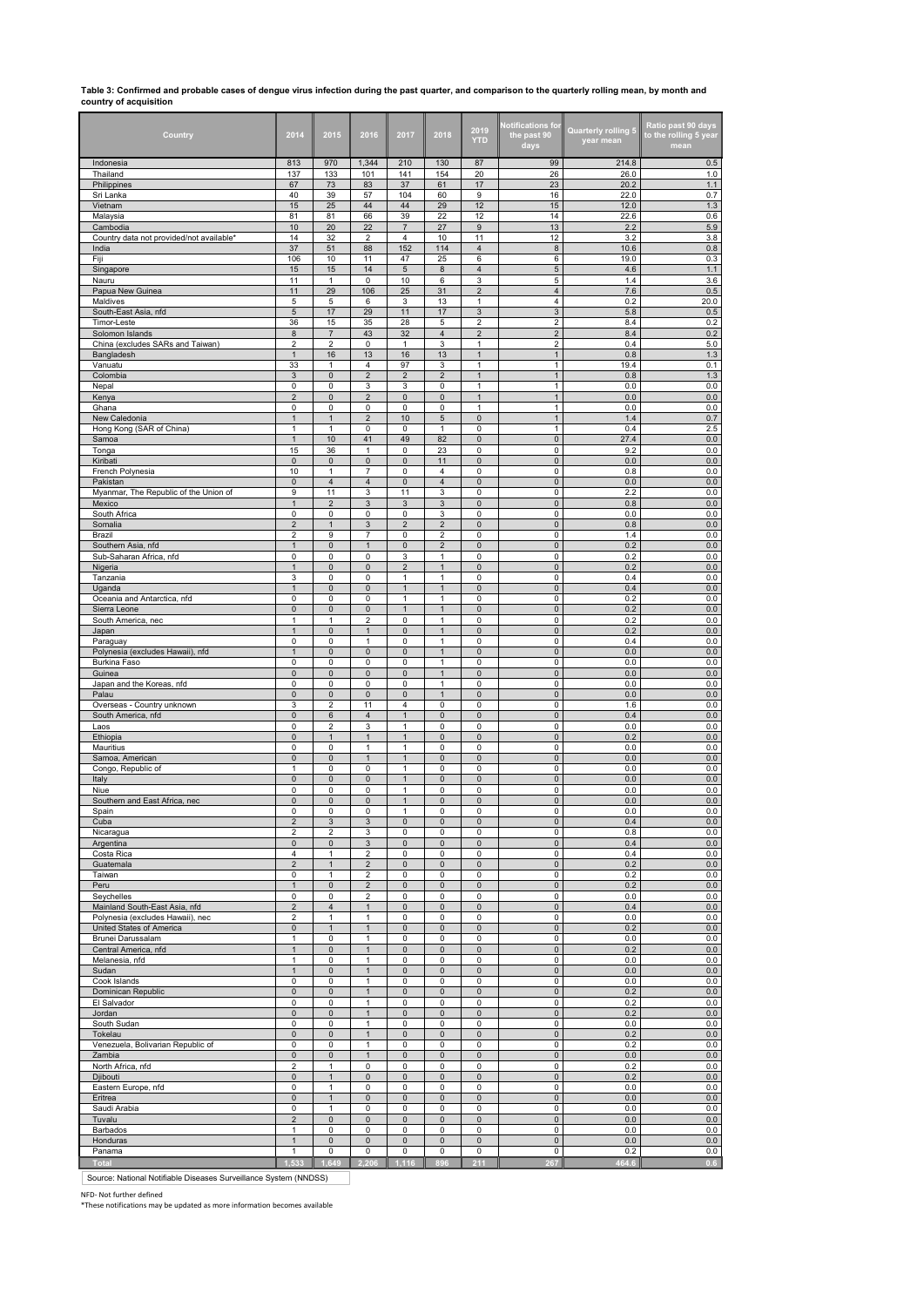**Table 3: Confirmed and probable cases of dengue virus infection during the past quarter, and comparison to the quarterly rolling mean, by month and country of acquisition**

| Country | 2014 | 2015 | 2016 | 2017 | 2018 | 2019 YTD | Notifications for the past 90 days | Quarterly rolling 5 year mean | Ratio past 90 days to the rolling 5 year mean |
|---|---|---|---|---|---|---|---|---|---|
| Indonesia | 813 | 970 | 1,344 | 210 | 130 | 87 | 99 | 214.8 | 0.5 |
| Thailand | 137 | 133 | 101 | 141 | 154 | 20 | 26 | 26.0 | 1.0 |
| Philippines | 67 | 73 | 83 | 37 | 61 | 17 | 23 | 20.2 | 1.1 |
| Sri Lanka | 40 | 39 | 57 | 104 | 60 | 9 | 16 | 22.0 | 0.7 |
| Vietnam | 15 | 25 | 44 | 44 | 29 | 12 | 15 | 12.0 | 1.3 |
| Malaysia | 81 | 81 | 66 | 39 | 22 | 12 | 14 | 22.6 | 0.6 |
| Cambodia | 10 | 20 | 22 | 7 | 27 | 9 | 13 | 2.2 | 5.9 |
| Country data not provided/not available* | 14 | 32 | 2 | 4 | 10 | 11 | 12 | 3.2 | 3.8 |
| India | 37 | 51 | 88 | 152 | 114 | 4 | 8 | 10.6 | 0.8 |
| Fiji | 106 | 10 | 11 | 47 | 25 | 6 | 6 | 19.0 | 0.3 |
| Singapore | 15 | 15 | 14 | 5 | 8 | 4 | 5 | 4.6 | 1.1 |
| Nauru | 11 | 1 | 0 | 10 | 6 | 3 | 5 | 1.4 | 3.6 |
| Papua New Guinea | 11 | 29 | 106 | 25 | 31 | 2 | 4 | 7.6 | 0.5 |
| Maldives | 5 | 5 | 6 | 3 | 13 | 1 | 4 | 0.2 | 20.0 |
| South-East Asia, nfd | 5 | 17 | 29 | 11 | 17 | 3 | 3 | 5.8 | 0.5 |
| Timor-Leste | 36 | 15 | 35 | 28 | 5 | 2 | 2 | 8.4 | 0.2 |
| Solomon Islands | 8 | 7 | 43 | 32 | 4 | 2 | 2 | 8.4 | 0.2 |
| China (excludes SARs and Taiwan) | 2 | 2 | 0 | 1 | 3 | 1 | 2 | 0.4 | 5.0 |
| Bangladesh | 1 | 16 | 13 | 16 | 13 | 1 | 1 | 0.8 | 1.3 |
| Vanuatu | 33 | 1 | 4 | 97 | 3 | 1 | 1 | 19.4 | 0.1 |
| Colombia | 3 | 0 | 2 | 2 | 2 | 1 | 1 | 0.8 | 1.3 |
| Nepal | 0 | 0 | 3 | 3 | 0 | 1 | 1 | 0.0 | 0.0 |
| Kenya | 2 | 0 | 2 | 0 | 0 | 1 | 1 | 0.0 | 0.0 |
| Ghana | 0 | 0 | 0 | 0 | 0 | 1 | 1 | 0.0 | 0.0 |
| New Caledonia | 1 | 1 | 2 | 10 | 5 | 0 | 1 | 1.4 | 0.7 |
| Hong Kong (SAR of China) | 1 | 1 | 0 | 0 | 1 | 0 | 1 | 0.4 | 2.5 |
| Samoa | 1 | 10 | 41 | 49 | 82 | 0 | 0 | 27.4 | 0.0 |
| Tonga | 15 | 36 | 1 | 0 | 23 | 0 | 0 | 9.2 | 0.0 |
| Kiribati | 0 | 0 | 0 | 0 | 11 | 0 | 0 | 0.0 | 0.0 |
| French Polynesia | 10 | 1 | 7 | 0 | 4 | 0 | 0 | 0.8 | 0.0 |
| Pakistan | 0 | 4 | 4 | 0 | 4 | 0 | 0 | 0.0 | 0.0 |
| Myanmar, The Republic of the Union of | 9 | 11 | 3 | 11 | 3 | 0 | 0 | 2.2 | 0.0 |
| Mexico | 1 | 2 | 3 | 3 | 3 | 0 | 0 | 0.8 | 0.0 |
| South Africa | 0 | 0 | 0 | 0 | 3 | 0 | 0 | 0.0 | 0.0 |
| Somalia | 2 | 1 | 3 | 2 | 2 | 0 | 0 | 0.8 | 0.0 |
| Brazil | 2 | 9 | 7 | 0 | 2 | 0 | 0 | 1.4 | 0.0 |
| Southern Asia, nfd | 1 | 0 | 1 | 0 | 2 | 0 | 0 | 0.2 | 0.0 |
| Sub-Saharan Africa, nfd | 0 | 0 | 0 | 3 | 1 | 0 | 0 | 0.2 | 0.0 |
| Nigeria | 1 | 0 | 0 | 2 | 1 | 0 | 0 | 0.2 | 0.0 |
| Tanzania | 3 | 0 | 0 | 1 | 1 | 0 | 0 | 0.4 | 0.0 |
| Uganda | 1 | 0 | 0 | 1 | 1 | 0 | 0 | 0.4 | 0.0 |
| Oceania and Antarctica, nfd | 0 | 0 | 0 | 1 | 1 | 0 | 0 | 0.2 | 0.0 |
| Sierra Leone | 0 | 0 | 0 | 1 | 1 | 0 | 0 | 0.2 | 0.0 |
| South America, nec | 1 | 1 | 2 | 0 | 1 | 0 | 0 | 0.2 | 0.0 |
| Japan | 1 | 0 | 1 | 0 | 1 | 0 | 0 | 0.2 | 0.0 |
| Paraguay | 0 | 0 | 1 | 0 | 1 | 0 | 0 | 0.4 | 0.0 |
| Polynesia (excludes Hawaii), nfd | 1 | 0 | 0 | 0 | 1 | 0 | 0 | 0.0 | 0.0 |
| Burkina Faso | 0 | 0 | 0 | 0 | 1 | 0 | 0 | 0.0 | 0.0 |
| Guinea | 0 | 0 | 0 | 0 | 1 | 0 | 0 | 0.0 | 0.0 |
| Japan and the Koreas, nfd | 0 | 0 | 0 | 0 | 1 | 0 | 0 | 0.0 | 0.0 |
| Palau | 0 | 0 | 0 | 0 | 1 | 0 | 0 | 0.0 | 0.0 |
| Overseas - Country unknown | 3 | 2 | 11 | 4 | 0 | 0 | 0 | 1.6 | 0.0 |
| South America, nfd | 0 | 6 | 4 | 1 | 0 | 0 | 0 | 0.4 | 0.0 |
| Laos | 0 | 2 | 3 | 1 | 0 | 0 | 0 | 0.0 | 0.0 |
| Ethiopia | 0 | 1 | 1 | 1 | 0 | 0 | 0 | 0.2 | 0.0 |
| Mauritius | 0 | 0 | 1 | 1 | 0 | 0 | 0 | 0.0 | 0.0 |
| Samoa, American | 0 | 0 | 1 | 1 | 0 | 0 | 0 | 0.0 | 0.0 |
| Congo, Republic of | 1 | 0 | 0 | 1 | 0 | 0 | 0 | 0.0 | 0.0 |
| Italy | 0 | 0 | 0 | 1 | 0 | 0 | 0 | 0.0 | 0.0 |
| Niue | 0 | 0 | 0 | 1 | 0 | 0 | 0 | 0.0 | 0.0 |
| Southern and East Africa, nec | 0 | 0 | 0 | 1 | 0 | 0 | 0 | 0.0 | 0.0 |
| Spain | 0 | 0 | 0 | 1 | 0 | 0 | 0 | 0.0 | 0.0 |
| Cuba | 2 | 3 | 3 | 0 | 0 | 0 | 0 | 0.4 | 0.0 |
| Nicaragua | 2 | 2 | 3 | 0 | 0 | 0 | 0 | 0.8 | 0.0 |
| Argentina | 0 | 0 | 3 | 0 | 0 | 0 | 0 | 0.4 | 0.0 |
| Costa Rica | 4 | 1 | 2 | 0 | 0 | 0 | 0 | 0.4 | 0.0 |
| Guatemala | 2 | 1 | 2 | 0 | 0 | 0 | 0 | 0.2 | 0.0 |
| Taiwan | 0 | 1 | 2 | 0 | 0 | 0 | 0 | 0.2 | 0.0 |
| Peru | 1 | 0 | 2 | 0 | 0 | 0 | 0 | 0.2 | 0.0 |
| Seychelles | 0 | 0 | 2 | 0 | 0 | 0 | 0 | 0.0 | 0.0 |
| Mainland South-East Asia, nfd | 2 | 4 | 1 | 0 | 0 | 0 | 0 | 0.4 | 0.0 |
| Polynesia (excludes Hawaii), nec | 2 | 1 | 1 | 0 | 0 | 0 | 0 | 0.0 | 0.0 |
| United States of America | 0 | 1 | 1 | 0 | 0 | 0 | 0 | 0.2 | 0.0 |
| Brunei Darussalam | 1 | 0 | 1 | 0 | 0 | 0 | 0 | 0.0 | 0.0 |
| Central America, nfd | 1 | 0 | 1 | 0 | 0 | 0 | 0 | 0.2 | 0.0 |
| Melanesia, nfd | 1 | 0 | 1 | 0 | 0 | 0 | 0 | 0.0 | 0.0 |
| Sudan | 1 | 0 | 1 | 0 | 0 | 0 | 0 | 0.0 | 0.0 |
| Cook Islands | 0 | 0 | 1 | 0 | 0 | 0 | 0 | 0.0 | 0.0 |
| Dominican Republic | 0 | 0 | 1 | 0 | 0 | 0 | 0 | 0.2 | 0.0 |
| El Salvador | 0 | 0 | 1 | 0 | 0 | 0 | 0 | 0.2 | 0.0 |
| Jordan | 0 | 0 | 1 | 0 | 0 | 0 | 0 | 0.2 | 0.0 |
| South Sudan | 0 | 0 | 1 | 0 | 0 | 0 | 0 | 0.0 | 0.0 |
| Tokelau | 0 | 0 | 1 | 0 | 0 | 0 | 0 | 0.2 | 0.0 |
| Venezuela, Bolivarian Republic of | 0 | 0 | 1 | 0 | 0 | 0 | 0 | 0.2 | 0.0 |
| Zambia | 0 | 0 | 1 | 0 | 0 | 0 | 0 | 0.0 | 0.0 |
| North Africa, nfd | 2 | 1 | 0 | 0 | 0 | 0 | 0 | 0.2 | 0.0 |
| Djibouti | 0 | 1 | 0 | 0 | 0 | 0 | 0 | 0.2 | 0.0 |
| Eastern Europe, nfd | 0 | 1 | 0 | 0 | 0 | 0 | 0 | 0.0 | 0.0 |
| Eritrea | 0 | 1 | 0 | 0 | 0 | 0 | 0 | 0.0 | 0.0 |
| Saudi Arabia | 0 | 1 | 0 | 0 | 0 | 0 | 0 | 0.0 | 0.0 |
| Tuvalu | 2 | 0 | 0 | 0 | 0 | 0 | 0 | 0.0 | 0.0 |
| Barbados | 1 | 0 | 0 | 0 | 0 | 0 | 0 | 0.0 | 0.0 |
| Honduras | 1 | 0 | 0 | 0 | 0 | 0 | 0 | 0.0 | 0.0 |
| Panama | 1 | 0 | 0 | 0 | 0 | 0 | 0 | 0.2 | 0.0 |
| **Total** | **1,533** | **1,649** | **2,206** | **1,116** | **896** | **211** | **267** | **464.6** | **0.6** |

Source: National Notifiable Diseases Surveillance System (NNDSS)

NFD- Not further defined

*These notifications may be updated as more information becomes available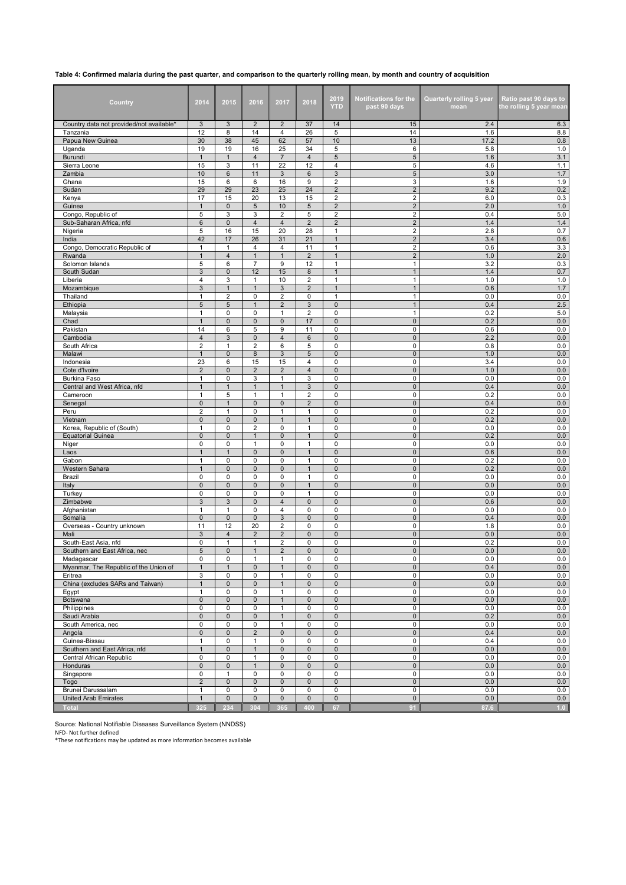**Table 4: Confirmed malaria during the past quarter, and comparison to the quarterly rolling mean, by month and country of acquisition**

| Country | 2014 | 2015 | 2016 | 2017 | 2018 | 2019 YTD | Notifications for the past 90 days | Quarterly rolling 5 year mean | Ratio past 90 days to the rolling 5 year mean |
|---|---|---|---|---|---|---|---|---|---|
| Country data not provided/not available* | 3 | 3 | 2 | 2 | 37 | 14 | 15 | 2.4 | 6.3 |
| Tanzania | 12 | 8 | 14 | 4 | 26 | 5 | 14 | 1.6 | 8.8 |
| Papua New Guinea | 30 | 38 | 45 | 62 | 57 | 10 | 13 | 17.2 | 0.8 |
| Uganda | 19 | 19 | 16 | 25 | 34 | 5 | 6 | 5.8 | 1.0 |
| Burundi | 1 | 1 | 4 | 7 | 4 | 5 | 5 | 1.6 | 3.1 |
| Sierra Leone | 15 | 3 | 11 | 22 | 12 | 4 | 5 | 4.6 | 1.1 |
| Zambia | 10 | 6 | 11 | 3 | 6 | 3 | 5 | 3.0 | 1.7 |
| Ghana | 15 | 6 | 6 | 16 | 9 | 2 | 3 | 1.6 | 1.9 |
| Sudan | 29 | 29 | 23 | 25 | 24 | 2 | 2 | 9.2 | 0.2 |
| Kenya | 17 | 15 | 20 | 13 | 15 | 2 | 2 | 6.0 | 0.3 |
| Guinea | 1 | 0 | 5 | 10 | 5 | 2 | 2 | 2.0 | 1.0 |
| Congo, Republic of | 5 | 3 | 3 | 2 | 5 | 2 | 2 | 0.4 | 5.0 |
| Sub-Saharan Africa, nfd | 6 | 0 | 4 | 4 | 2 | 2 | 2 | 1.4 | 1.4 |
| Nigeria | 5 | 16 | 15 | 20 | 28 | 1 | 2 | 2.8 | 0.7 |
| India | 42 | 17 | 26 | 31 | 21 | 1 | 2 | 3.4 | 0.6 |
| Congo, Democratic Republic of | 1 | 1 | 4 | 4 | 11 | 1 | 2 | 0.6 | 3.3 |
| Rwanda | 1 | 4 | 1 | 1 | 2 | 1 | 2 | 1.0 | 2.0 |
| Solomon Islands | 5 | 6 | 7 | 9 | 12 | 1 | 1 | 3.2 | 0.3 |
| South Sudan | 3 | 0 | 12 | 15 | 8 | 1 | 1 | 1.4 | 0.7 |
| Liberia | 4 | 3 | 1 | 10 | 2 | 1 | 1 | 1.0 | 1.0 |
| Mozambique | 3 | 1 | 1 | 3 | 2 | 1 | 1 | 0.6 | 1.7 |
| Thailand | 1 | 2 | 0 | 2 | 0 | 1 | 1 | 0.0 | 0.0 |
| Ethiopia | 5 | 5 | 1 | 2 | 3 | 0 | 1 | 0.4 | 2.5 |
| Malaysia | 1 | 0 | 0 | 1 | 2 | 0 | 1 | 0.2 | 5.0 |
| Chad | 1 | 0 | 0 | 0 | 17 | 0 | 0 | 0.2 | 0.0 |
| Pakistan | 14 | 6 | 5 | 9 | 11 | 0 | 0 | 0.6 | 0.0 |
| Cambodia | 4 | 3 | 0 | 4 | 6 | 0 | 0 | 2.2 | 0.0 |
| South Africa | 2 | 1 | 2 | 6 | 5 | 0 | 0 | 0.8 | 0.0 |
| Malawi | 1 | 0 | 8 | 3 | 5 | 0 | 0 | 1.0 | 0.0 |
| Indonesia | 23 | 6 | 15 | 15 | 4 | 0 | 0 | 3.4 | 0.0 |
| Cote d'Ivoire | 2 | 0 | 2 | 2 | 4 | 0 | 0 | 1.0 | 0.0 |
| Burkina Faso | 1 | 0 | 3 | 1 | 3 | 0 | 0 | 0.0 | 0.0 |
| Central and West Africa, nfd | 1 | 1 | 1 | 1 | 3 | 0 | 0 | 0.4 | 0.0 |
| Cameroon | 1 | 5 | 1 | 1 | 2 | 0 | 0 | 0.2 | 0.0 |
| Senegal | 0 | 1 | 0 | 0 | 2 | 0 | 0 | 0.4 | 0.0 |
| Peru | 2 | 1 | 0 | 1 | 1 | 0 | 0 | 0.2 | 0.0 |
| Vietnam | 0 | 0 | 0 | 1 | 1 | 0 | 0 | 0.2 | 0.0 |
| Korea, Republic of (South) | 1 | 0 | 2 | 0 | 1 | 0 | 0 | 0.0 | 0.0 |
| Equatorial Guinea | 0 | 0 | 1 | 0 | 1 | 0 | 0 | 0.2 | 0.0 |
| Niger | 0 | 0 | 1 | 0 | 1 | 0 | 0 | 0.0 | 0.0 |
| Laos | 1 | 1 | 0 | 0 | 1 | 0 | 0 | 0.6 | 0.0 |
| Gabon | 1 | 0 | 0 | 0 | 1 | 0 | 0 | 0.2 | 0.0 |
| Western Sahara | 1 | 0 | 0 | 0 | 1 | 0 | 0 | 0.2 | 0.0 |
| Brazil | 0 | 0 | 0 | 0 | 1 | 0 | 0 | 0.0 | 0.0 |
| Italy | 0 | 0 | 0 | 0 | 1 | 0 | 0 | 0.0 | 0.0 |
| Turkey | 0 | 0 | 0 | 0 | 1 | 0 | 0 | 0.0 | 0.0 |
| Zimbabwe | 3 | 3 | 0 | 4 | 0 | 0 | 0 | 0.6 | 0.0 |
| Afghanistan | 1 | 1 | 0 | 4 | 0 | 0 | 0 | 0.0 | 0.0 |
| Somalia | 0 | 0 | 0 | 3 | 0 | 0 | 0 | 0.4 | 0.0 |
| Overseas - Country unknown | 11 | 12 | 20 | 2 | 0 | 0 | 0 | 1.8 | 0.0 |
| Mali | 3 | 4 | 2 | 2 | 0 | 0 | 0 | 0.0 | 0.0 |
| South-East Asia, nfd | 0 | 1 | 1 | 2 | 0 | 0 | 0 | 0.2 | 0.0 |
| Southern and East Africa, nec | 5 | 0 | 1 | 2 | 0 | 0 | 0 | 0.0 | 0.0 |
| Madagascar | 0 | 0 | 1 | 1 | 0 | 0 | 0 | 0.0 | 0.0 |
| Myanmar, The Republic of the Union of | 1 | 1 | 0 | 1 | 0 | 0 | 0 | 0.4 | 0.0 |
| Eritrea | 3 | 0 | 0 | 1 | 0 | 0 | 0 | 0.0 | 0.0 |
| China (excludes SARs and Taiwan) | 1 | 0 | 0 | 1 | 0 | 0 | 0 | 0.0 | 0.0 |
| Egypt | 1 | 0 | 0 | 1 | 0 | 0 | 0 | 0.0 | 0.0 |
| Botswana | 0 | 0 | 0 | 1 | 0 | 0 | 0 | 0.0 | 0.0 |
| Philippines | 0 | 0 | 0 | 1 | 0 | 0 | 0 | 0.0 | 0.0 |
| Saudi Arabia | 0 | 0 | 0 | 1 | 0 | 0 | 0 | 0.2 | 0.0 |
| South America, nec | 0 | 0 | 0 | 1 | 0 | 0 | 0 | 0.0 | 0.0 |
| Angola | 0 | 0 | 2 | 0 | 0 | 0 | 0 | 0.4 | 0.0 |
| Guinea-Bissau | 1 | 0 | 1 | 0 | 0 | 0 | 0 | 0.4 | 0.0 |
| Southern and East Africa, nfd | 1 | 0 | 1 | 0 | 0 | 0 | 0 | 0.0 | 0.0 |
| Central African Republic | 0 | 0 | 1 | 0 | 0 | 0 | 0 | 0.0 | 0.0 |
| Honduras | 0 | 0 | 1 | 0 | 0 | 0 | 0 | 0.0 | 0.0 |
| Singapore | 0 | 1 | 0 | 0 | 0 | 0 | 0 | 0.0 | 0.0 |
| Togo | 2 | 0 | 0 | 0 | 0 | 0 | 0 | 0.0 | 0.0 |
| Brunei Darussalam | 1 | 0 | 0 | 0 | 0 | 0 | 0 | 0.0 | 0.0 |
| United Arab Emirates | 1 | 0 | 0 | 0 | 0 | 0 | 0 | 0.0 | 0.0 |
| **Total** | **325** | **234** | **304** | **365** | **400** | **67** | **91** | **87.6** | **1.0** |

Source: National Notifiable Diseases Surveillance System (NNDSS)

NFD- Not further defined

*These notifications may be updated as more information becomes available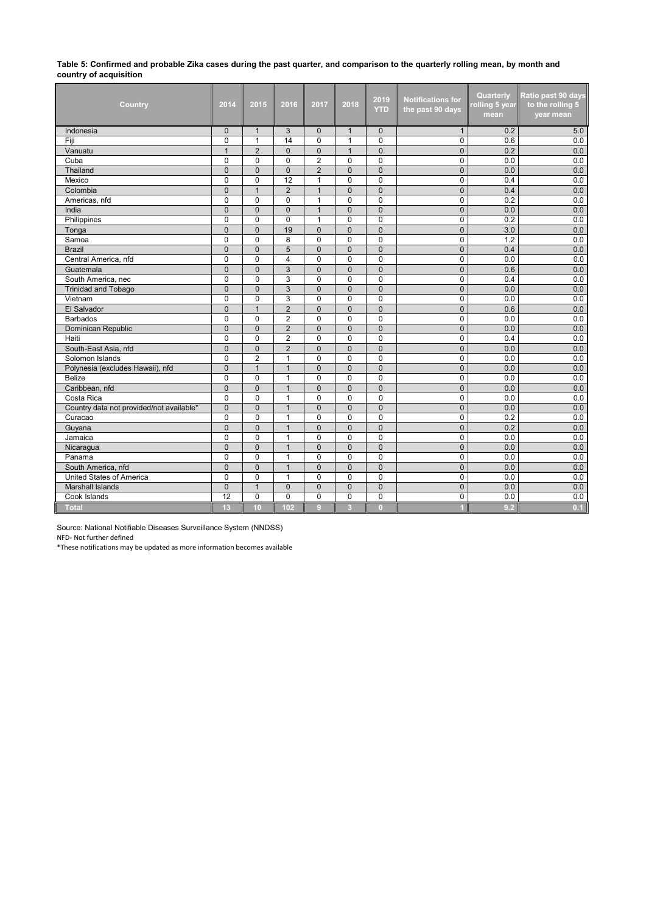**Table 5: Confirmed and probable Zika cases during the past quarter, and comparison to the quarterly rolling mean, by month and country of acquisition**

| Country | 2014 | 2015 | 2016 | 2017 | 2018 | 2019 YTD | Notifications for the past 90 days | Quarterly rolling 5 year mean | Ratio past 90 days to the rolling 5 year mean |
|---|---|---|---|---|---|---|---|---|---|
| Indonesia | 0 | 1 | 3 | 0 | 1 | 0 | 1 | 0.2 | 5.0 |
| Fiji | 0 | 1 | 14 | 0 | 1 | 0 | 0 | 0.6 | 0.0 |
| Vanuatu | 1 | 2 | 0 | 0 | 1 | 0 | 0 | 0.2 | 0.0 |
| Cuba | 0 | 0 | 0 | 2 | 0 | 0 | 0 | 0.0 | 0.0 |
| Thailand | 0 | 0 | 0 | 2 | 0 | 0 | 0 | 0.0 | 0.0 |
| Mexico | 0 | 0 | 12 | 1 | 0 | 0 | 0 | 0.4 | 0.0 |
| Colombia | 0 | 1 | 2 | 1 | 0 | 0 | 0 | 0.4 | 0.0 |
| Americas, nfd | 0 | 0 | 0 | 1 | 0 | 0 | 0 | 0.2 | 0.0 |
| India | 0 | 0 | 0 | 1 | 0 | 0 | 0 | 0.0 | 0.0 |
| Philippines | 0 | 0 | 0 | 1 | 0 | 0 | 0 | 0.2 | 0.0 |
| Tonga | 0 | 0 | 19 | 0 | 0 | 0 | 0 | 3.0 | 0.0 |
| Samoa | 0 | 0 | 8 | 0 | 0 | 0 | 0 | 1.2 | 0.0 |
| Brazil | 0 | 0 | 5 | 0 | 0 | 0 | 0 | 0.4 | 0.0 |
| Central America, nfd | 0 | 0 | 4 | 0 | 0 | 0 | 0 | 0.0 | 0.0 |
| Guatemala | 0 | 0 | 3 | 0 | 0 | 0 | 0 | 0.6 | 0.0 |
| South America, nec | 0 | 0 | 3 | 0 | 0 | 0 | 0 | 0.4 | 0.0 |
| Trinidad and Tobago | 0 | 0 | 3 | 0 | 0 | 0 | 0 | 0.0 | 0.0 |
| Vietnam | 0 | 0 | 3 | 0 | 0 | 0 | 0 | 0.0 | 0.0 |
| El Salvador | 0 | 1 | 2 | 0 | 0 | 0 | 0 | 0.6 | 0.0 |
| Barbados | 0 | 0 | 2 | 0 | 0 | 0 | 0 | 0.0 | 0.0 |
| Dominican Republic | 0 | 0 | 2 | 0 | 0 | 0 | 0 | 0.0 | 0.0 |
| Haiti | 0 | 0 | 2 | 0 | 0 | 0 | 0 | 0.4 | 0.0 |
| South-East Asia, nfd | 0 | 0 | 2 | 0 | 0 | 0 | 0 | 0.0 | 0.0 |
| Solomon Islands | 0 | 2 | 1 | 0 | 0 | 0 | 0 | 0.0 | 0.0 |
| Polynesia (excludes Hawaii), nfd | 0 | 1 | 1 | 0 | 0 | 0 | 0 | 0.0 | 0.0 |
| Belize | 0 | 0 | 1 | 0 | 0 | 0 | 0 | 0.0 | 0.0 |
| Caribbean, nfd | 0 | 0 | 1 | 0 | 0 | 0 | 0 | 0.0 | 0.0 |
| Costa Rica | 0 | 0 | 1 | 0 | 0 | 0 | 0 | 0.0 | 0.0 |
| Country data not provided/not available* | 0 | 0 | 1 | 0 | 0 | 0 | 0 | 0.0 | 0.0 |
| Curacao | 0 | 0 | 1 | 0 | 0 | 0 | 0 | 0.2 | 0.0 |
| Guyana | 0 | 0 | 1 | 0 | 0 | 0 | 0 | 0.2 | 0.0 |
| Jamaica | 0 | 0 | 1 | 0 | 0 | 0 | 0 | 0.0 | 0.0 |
| Nicaragua | 0 | 0 | 1 | 0 | 0 | 0 | 0 | 0.0 | 0.0 |
| Panama | 0 | 0 | 1 | 0 | 0 | 0 | 0 | 0.0 | 0.0 |
| South America, nfd | 0 | 0 | 1 | 0 | 0 | 0 | 0 | 0.0 | 0.0 |
| United States of America | 0 | 0 | 1 | 0 | 0 | 0 | 0 | 0.0 | 0.0 |
| Marshall Islands | 0 | 1 | 0 | 0 | 0 | 0 | 0 | 0.0 | 0.0 |
| Cook Islands | 12 | 0 | 0 | 0 | 0 | 0 | 0 | 0.0 | 0.0 |
| **Total** | **13** | **10** | **102** | **9** | **3** | **0** | **1** | **9.2** | **0.1** |

Source: National Notifiable Diseases Surveillance System (NNDSS)

NFD- Not further defined

*These notifications may be updated as more information becomes available